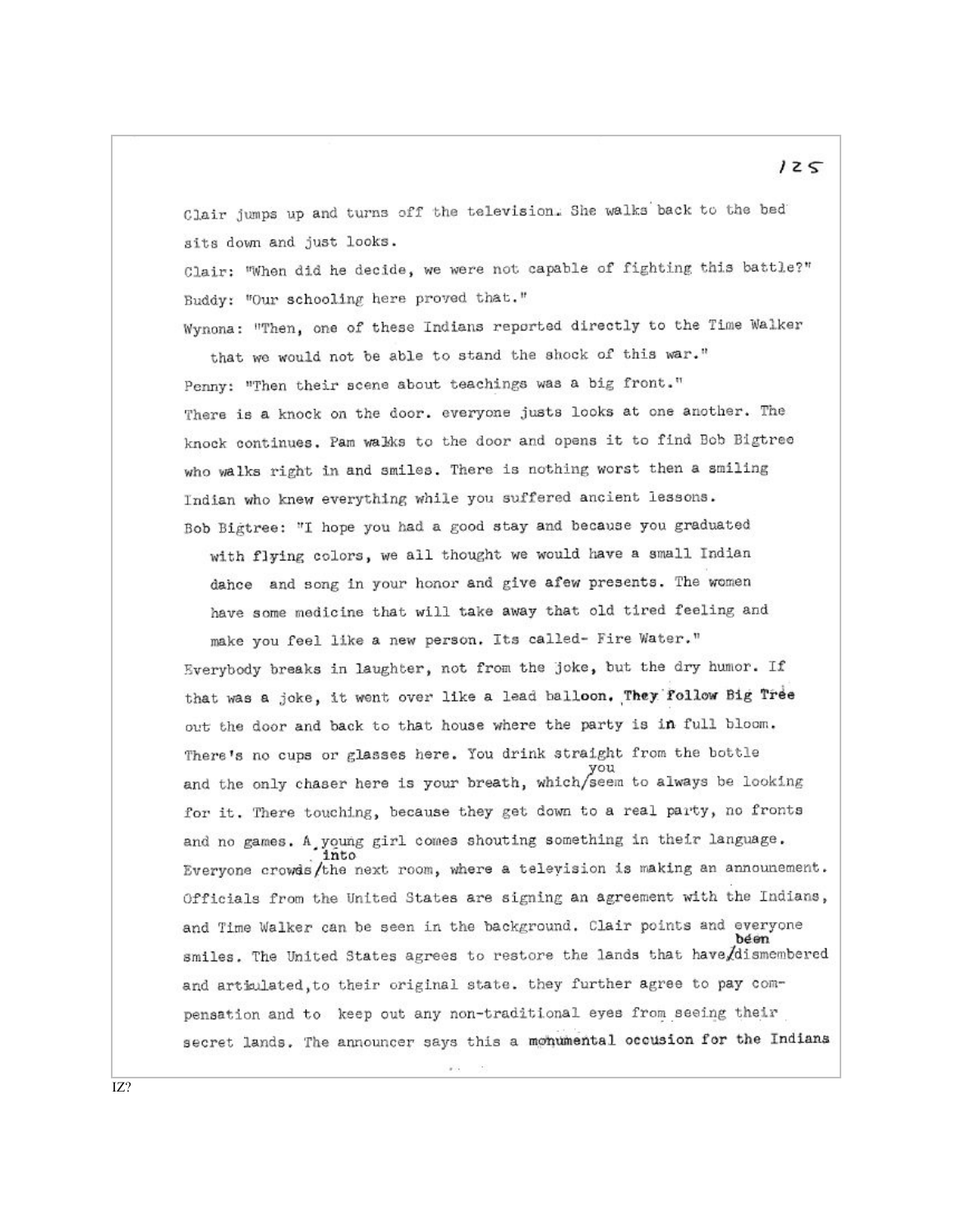Clair jumps up and turns off the television. She walks back to the bed sits down and just looks.

Clair: "When did he decide, we were not capable of fighting this battle?"

Buddy: "Our schooling here proved that."

Wynona: "Then, one of these Indians reported directly to the Time Walker that we would not be able to stand the shock of this war."

Penny: "Then their scene about teachings was a big front."

There is a knock on the door. everyone justs looks at one another. The knock continues. Pam walks to the door and opens it to find Bob Bigtree who walks right in and smiles. There is nothing worst then a smiling Indian who knew everything while you suffered ancient lessons.

Bob Bigtree: "I hope you had a good stay and because you graduated with flying colors, we all thought we would have a small Indian dahce and song in your honor and give afew presents. The women have some medicine that will take away that old tired feeling and make you feel like a new person. Its called- Fire Water."

Everybody breaks in laughter, not from the joke, but the dry humor. If that was a joke, it went over like a lead balloon. They follow Big Tree out the door and back to that house where the party is in full bloom. There's no cups or glasses here. You drink straight from the bottle and the only chaser here is your breath, which you seem to always be looking for it. There touching, because they get down to a real party, no fronts and no games. A young girl comes shouting something in their language. Everyone crowds into the next room, where a television is making an announement. Officials from the United States are signing an agreement with the Indians, and Time Walker can be seen in the background. Clair points and everyone smiles. The United States agrees to restore the lands that have been dismembered and artiulated, to their original state. they further agree to pay compensation and to keep out any non-traditional eyes from seeing their secret lands. The announcer says this a monumental occusion for the Indians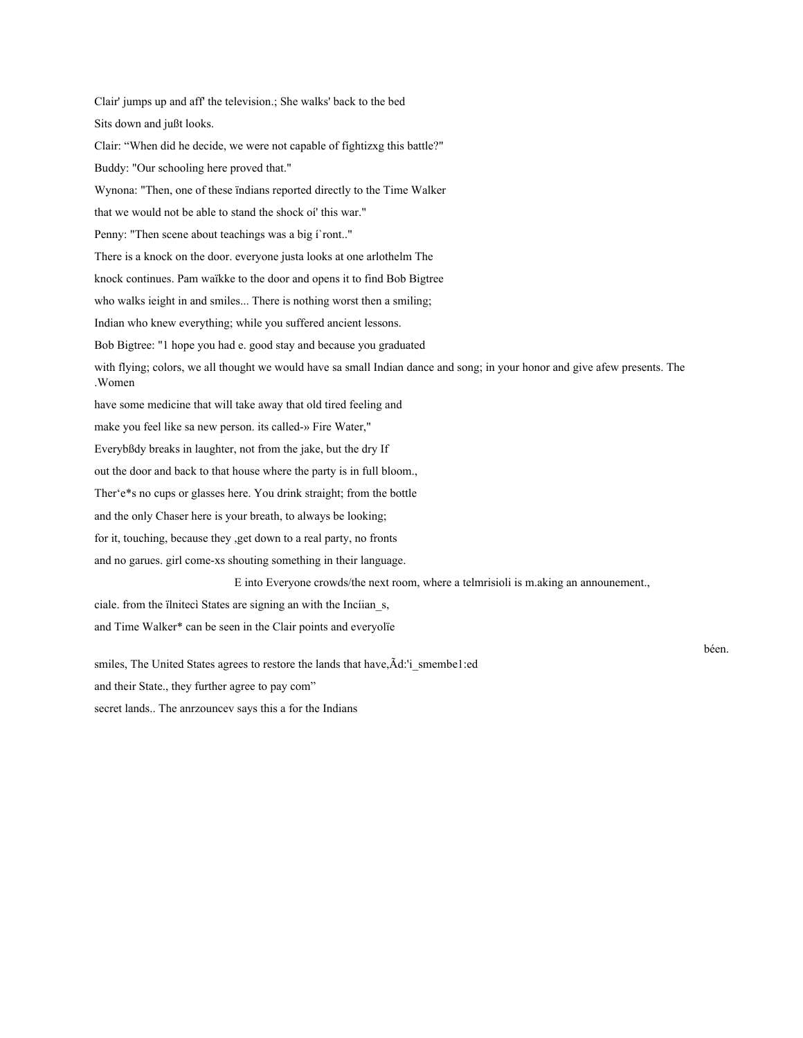Clair' jumps up and aff' the television.; She walks' back to the bed

Sits down and jußt looks.

Clair: "When did he decide, we were not capable of fightizxg this battle?"

Buddy: "Our schooling here proved that."

Wynona: "Then, one of these ïndians reported directly to the Time Walker

that we would not be able to stand the shock oí' this war."

Penny: "Then scene about teachings was a big í`ront.."

There is a knock on the door. everyone justa looks at one arlothelm The

knock continues. Pam waïkke to the door and opens it to find Bob Bigtree

who walks ieight in and smiles... There is nothing worst then a smiling;

Indian who knew everything; while you suffered ancient lessons.

Bob Bigtree: "1 hope you had e. good stay and because you graduated

with flying; colors, we all thought we would have sa small Indian dance and song; in your honor and give afew presents. The .Women

have some medicine that will take away that old tired feeling and

make you feel like sa new person. its called-» Fire Water,"

Everybßdy breaks in laughter, not from the jake, but the dry If

out the door and back to that house where the party is in full bloom.,

Ther'e*s no cups or glasses here. You drink straight; from the bottle

and the only Chaser here is your breath, to always be looking;

for it, touching, because they ,get down to a real party, no fronts

and no garues. girl come-xs shouting something in their language.

E into Everyone crowds/the next room, where a telmrisioli is m.aking an announement.,

ciale. from the ïlnitecì States are signing an with the Incíian_s,

and Time Walker* can be seen in the Clair points and everyolïe

béen.

smiles, The United States agrees to restore the lands that have,Ãd:'i_smembe1:ed

and their State., they further agree to pay com"

secret lands.. The anrzouncev says this a for the Indians